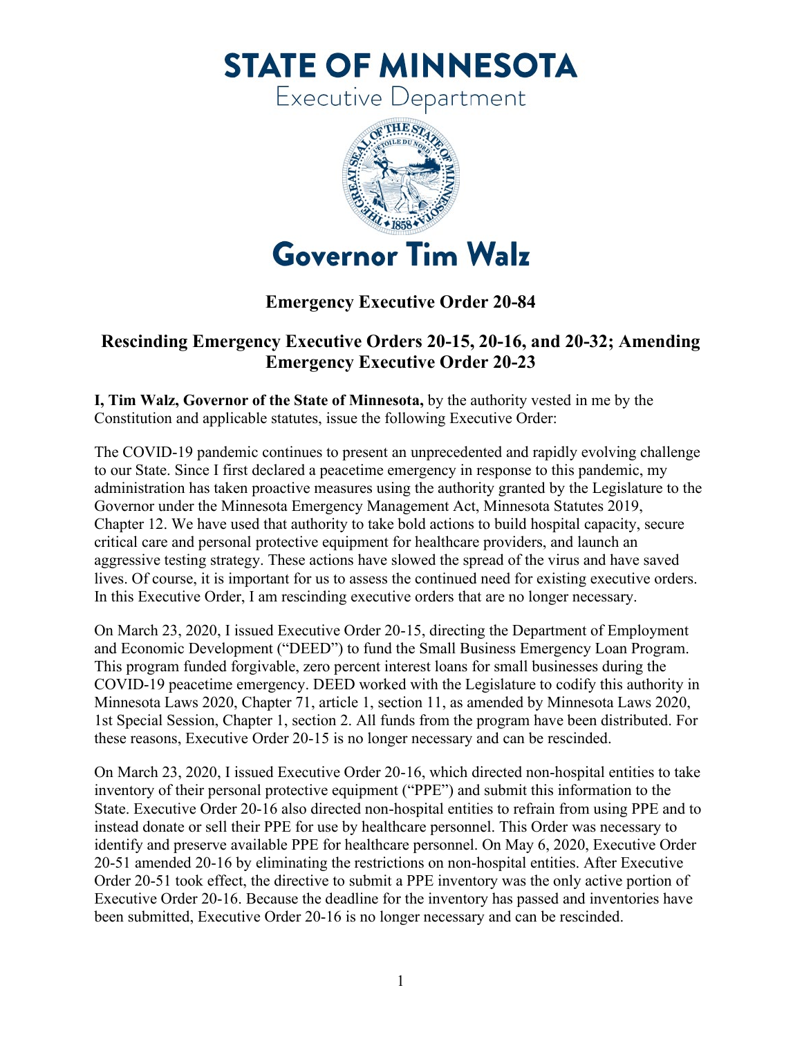# STATE OF MINNESOTA

Executive Department

# Governor Tim Walz

## Emergency Executive Order 20-84

## Rescinding Emergency Executive Orders 20-15, 20-16, and 20-32; Amending Emergency Executive Order 20-23

**I, Tim Walz, Governor of the State of Minnesota,** by the authority vested in me by the Constitution and applicable statutes, issue the following Executive Order:

The COVID-19 pandemic continues to present an unprecedented and rapidly evolving challenge to our State. Since I first declared a peacetime emergency in response to this pandemic, my administration has taken proactive measures using the authority granted by the Legislature to the Governor under the Minnesota Emergency Management Act, Minnesota Statutes 2019, Chapter 12. We have used that authority to take bold actions to build hospital capacity, secure critical care and personal protective equipment for healthcare providers, and launch an aggressive testing strategy. These actions have slowed the spread of the virus and have saved lives. Of course, it is important for us to assess the continued need for existing executive orders. In this Executive Order, I am rescinding executive orders that are no longer necessary.

On March 23, 2020, I issued Executive Order 20-15, directing the Department of Employment and Economic Development ("DEED") to fund the Small Business Emergency Loan Program. This program funded forgivable, zero percent interest loans for small businesses during the COVID-19 peacetime emergency. DEED worked with the Legislature to codify this authority in Minnesota Laws 2020, Chapter 71, article 1, section 11, as amended by Minnesota Laws 2020, 1st Special Session, Chapter 1, section 2. All funds from the program have been distributed. For these reasons, Executive Order 20-15 is no longer necessary and can be rescinded.

On March 23, 2020, I issued Executive Order 20-16, which directed non-hospital entities to take inventory of their personal protective equipment ("PPE") and submit this information to the State. Executive Order 20-16 also directed non-hospital entities to refrain from using PPE and to instead donate or sell their PPE for use by healthcare personnel. This Order was necessary to identify and preserve available PPE for healthcare personnel. On May 6, 2020, Executive Order 20-51 amended 20-16 by eliminating the restrictions on non-hospital entities. After Executive Order 20-51 took effect, the directive to submit a PPE inventory was the only active portion of Executive Order 20-16. Because the deadline for the inventory has passed and inventories have been submitted, Executive Order 20-16 is no longer necessary and can be rescinded.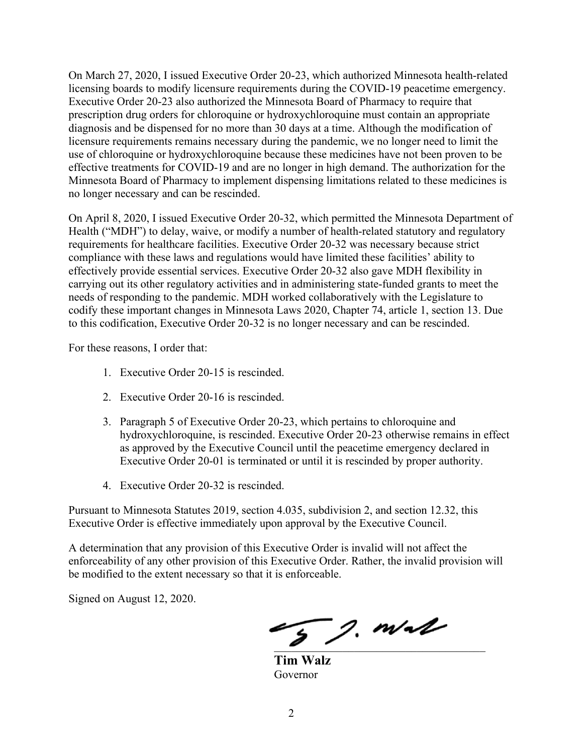On March 27, 2020, I issued Executive Order 20-23, which authorized Minnesota health-related licensing boards to modify licensure requirements during the COVID-19 peacetime emergency. Executive Order 20-23 also authorized the Minnesota Board of Pharmacy to require that prescription drug orders for chloroquine or hydroxychloroquine must contain an appropriate diagnosis and be dispensed for no more than 30 days at a time. Although the modification of licensure requirements remains necessary during the pandemic, we no longer need to limit the use of chloroquine or hydroxychloroquine because these medicines have not been proven to be effective treatments for COVID-19 and are no longer in high demand. The authorization for the Minnesota Board of Pharmacy to implement dispensing limitations related to these medicines is no longer necessary and can be rescinded.

On April 8, 2020, I issued Executive Order 20-32, which permitted the Minnesota Department of Health ("MDH") to delay, waive, or modify a number of health-related statutory and regulatory requirements for healthcare facilities. Executive Order 20-32 was necessary because strict compliance with these laws and regulations would have limited these facilities' ability to effectively provide essential services. Executive Order 20-32 also gave MDH flexibility in carrying out its other regulatory activities and in administering state-funded grants to meet the needs of responding to the pandemic. MDH worked collaboratively with the Legislature to codify these important changes in Minnesota Laws 2020, Chapter 74, article 1, section 13. Due to this codification, Executive Order 20-32 is no longer necessary and can be rescinded.

For these reasons, I order that:

1. Executive Order 20-15 is rescinded.
2. Executive Order 20-16 is rescinded.
3. Paragraph 5 of Executive Order 20-23, which pertains to chloroquine and hydroxychloroquine, is rescinded. Executive Order 20-23 otherwise remains in effect as approved by the Executive Council until the peacetime emergency declared in Executive Order 20-01 is terminated or until it is rescinded by proper authority.
4. Executive Order 20-32 is rescinded.

Pursuant to Minnesota Statutes 2019, section 4.035, subdivision 2, and section 12.32, this Executive Order is effective immediately upon approval by the Executive Council.

A determination that any provision of this Executive Order is invalid will not affect the enforceability of any other provision of this Executive Order. Rather, the invalid provision will be modified to the extent necessary so that it is enforceable.

Signed on August 12, 2020.

**Tim Walz**
Governor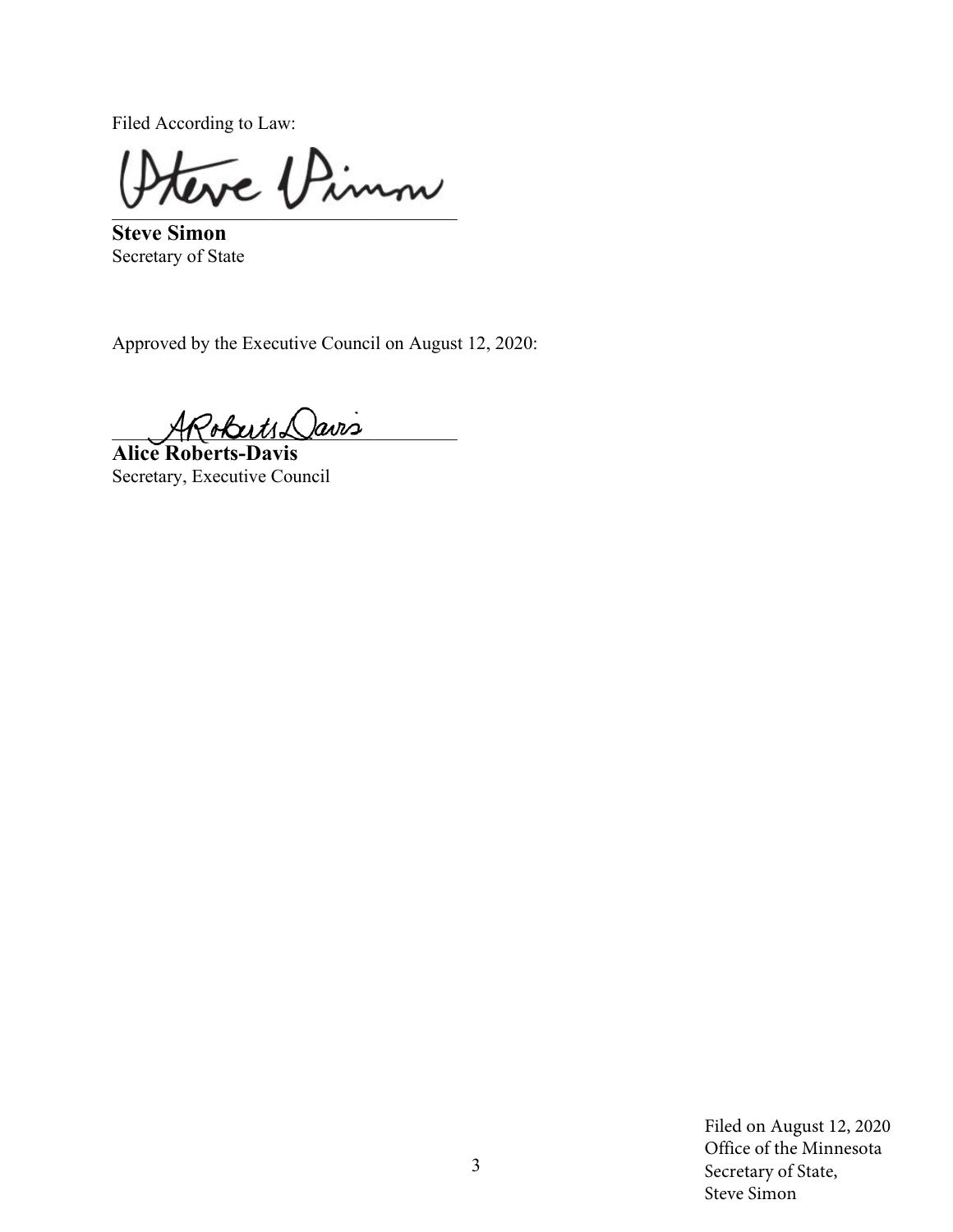Filed According to Law:

**Steve Simon**
Secretary of State

Approved by the Executive Council on August 12, 2020:

**Alice Roberts-Davis**
Secretary, Executive Council

Filed on August 12, 2020
Office of the Minnesota
Secretary of State,
Steve Simon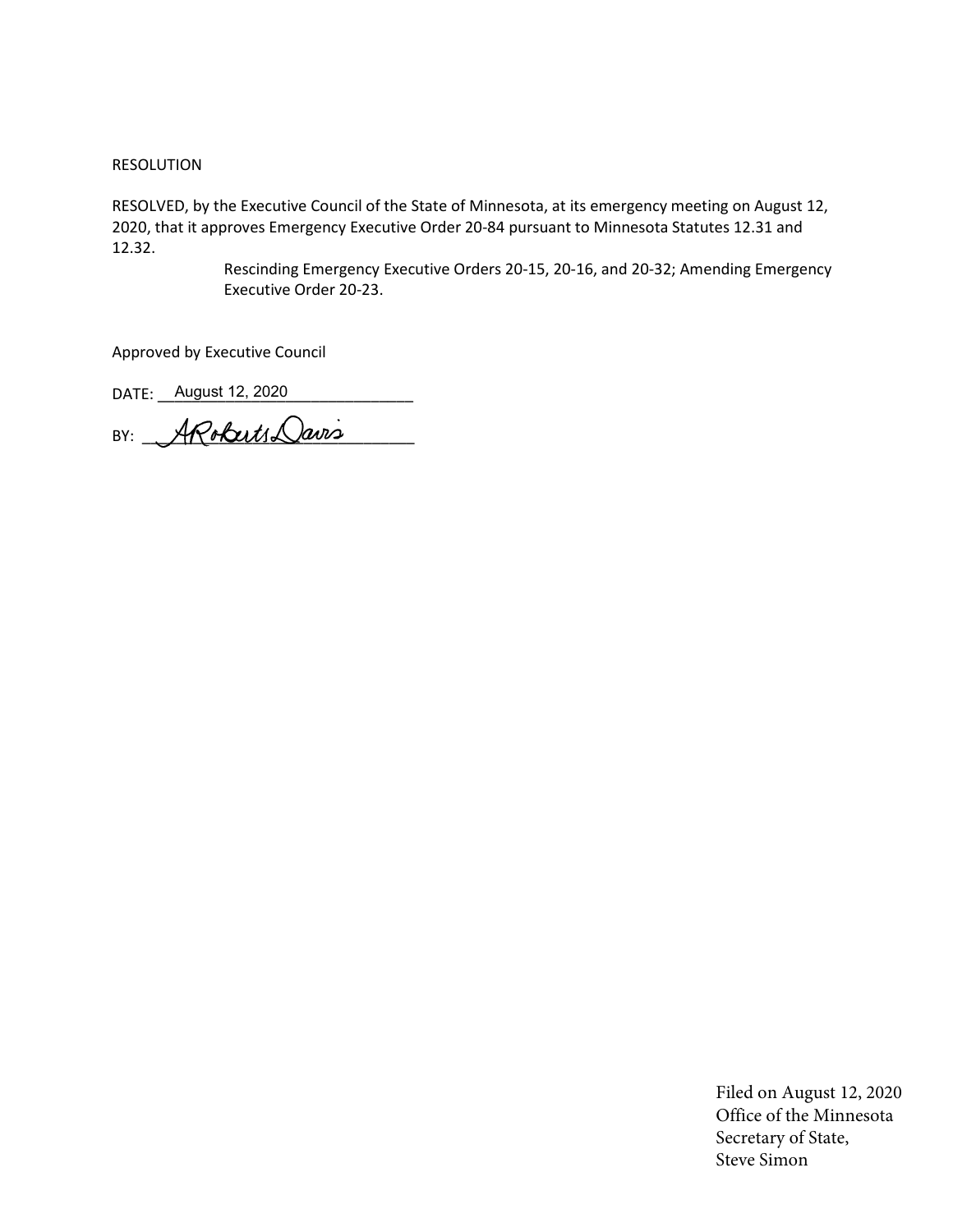RESOLUTION

RESOLVED, by the Executive Council of the State of Minnesota, at its emergency meeting on August 12, 2020, that it approves Emergency Executive Order 20-84 pursuant to Minnesota Statutes 12.31 and 12.32.

> Rescinding Emergency Executive Orders 20-15, 20-16, and 20-32; Amending Emergency Executive Order 20-23.

Approved by Executive Council

DATE: August 12, 2020

BY: ARoberts Davis

Filed on August 12, 2020
Office of the Minnesota
Secretary of State,
Steve Simon